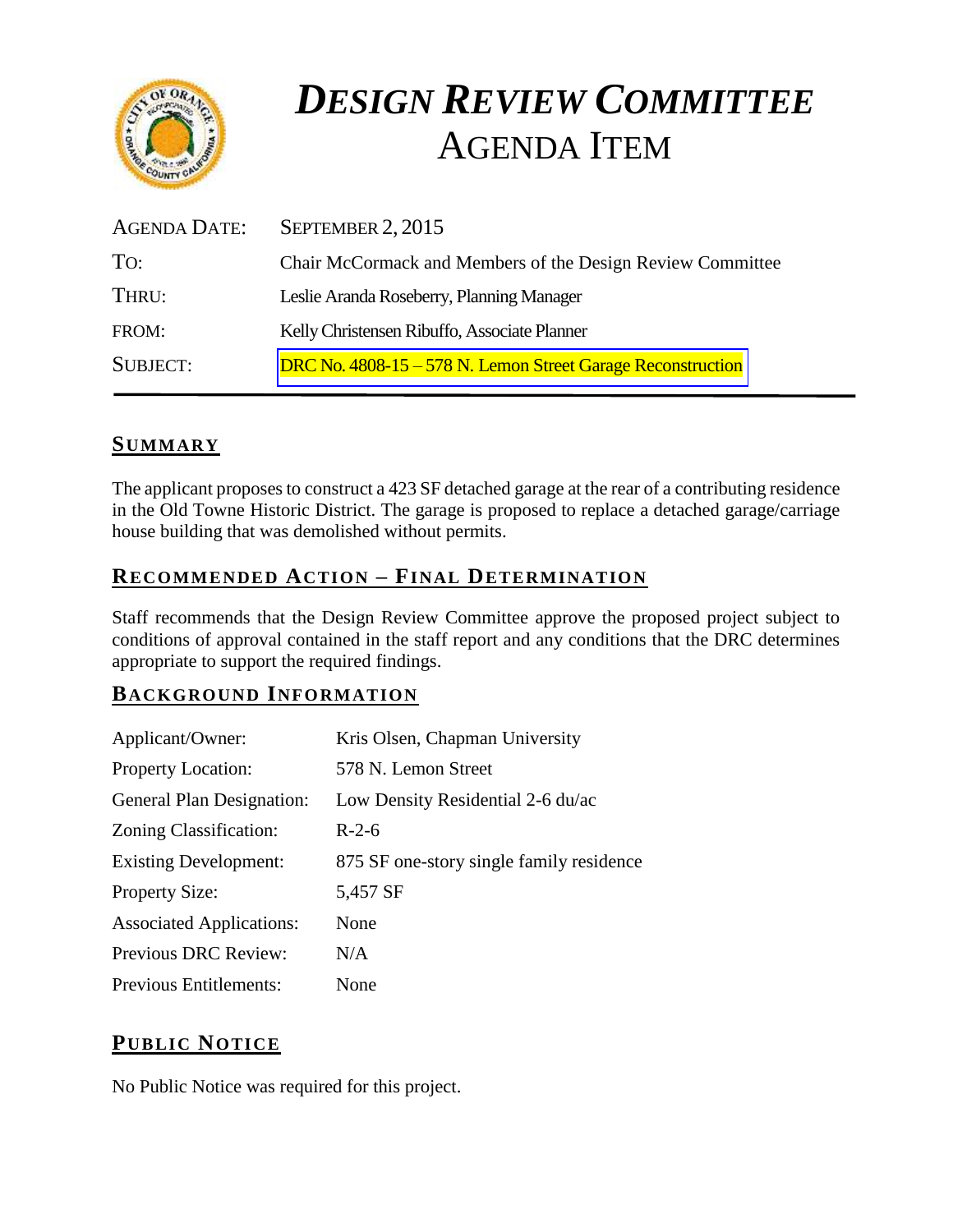# *DESIGN REVIEW COMMITTEE*
# AGENDA ITEM

| | |
|---|---|
| AGENDA DATE: | SEPTEMBER 2, 2015 |
| TO: | Chair McCormack and Members of the Design Review Committee |
| THRU: | Leslie Aranda Roseberry, Planning Manager |
| FROM: | Kelly Christensen Ribuffo, Associate Planner |
| SUBJECT: | DRC No. 4808-15 – 578 N. Lemon Street Garage Reconstruction |

## SUMMARY

The applicant proposes to construct a 423 SF detached garage at the rear of a contributing residence in the Old Towne Historic District. The garage is proposed to replace a detached garage/carriage house building that was demolished without permits.

## RECOMMENDED ACTION – FINAL DETERMINATION

Staff recommends that the Design Review Committee approve the proposed project subject to conditions of approval contained in the staff report and any conditions that the DRC determines appropriate to support the required findings.

## BACKGROUND INFORMATION

| | |
|---|---|
| Applicant/Owner: | Kris Olsen, Chapman University |
| Property Location: | 578 N. Lemon Street |
| General Plan Designation: | Low Density Residential 2-6 du/ac |
| Zoning Classification: | R-2-6 |
| Existing Development: | 875 SF one-story single family residence |
| Property Size: | 5,457 SF |
| Associated Applications: | None |
| Previous DRC Review: | N/A |
| Previous Entitlements: | None |

## PUBLIC NOTICE

No Public Notice was required for this project.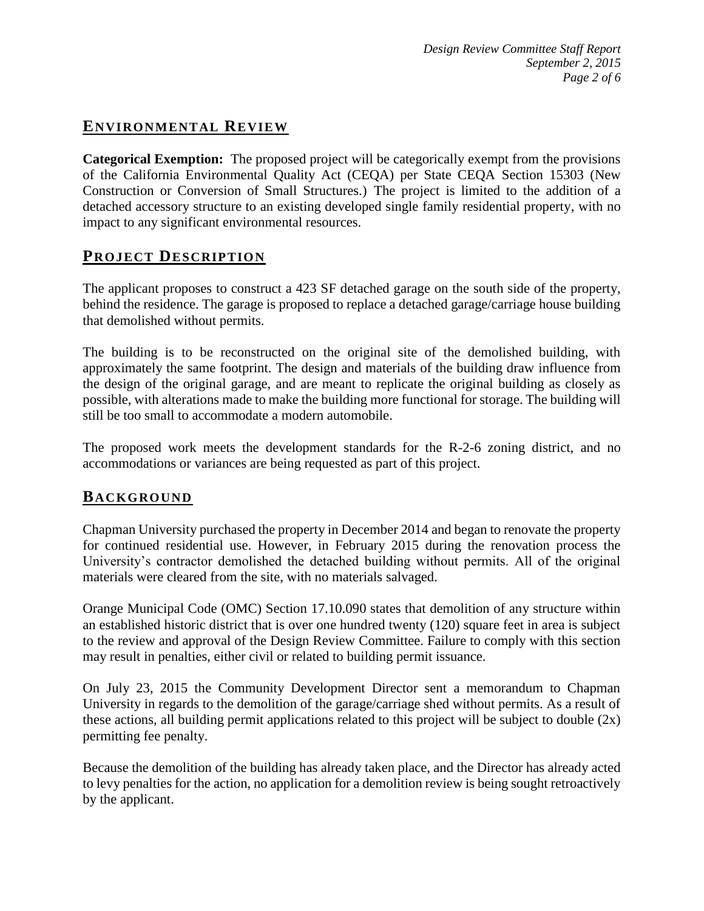## ENVIRONMENTAL REVIEW

**Categorical Exemption:** The proposed project will be categorically exempt from the provisions of the California Environmental Quality Act (CEQA) per State CEQA Section 15303 (New Construction or Conversion of Small Structures.) The project is limited to the addition of a detached accessory structure to an existing developed single family residential property, with no impact to any significant environmental resources.

## PROJECT DESCRIPTION

The applicant proposes to construct a 423 SF detached garage on the south side of the property, behind the residence. The garage is proposed to replace a detached garage/carriage house building that demolished without permits.

The building is to be reconstructed on the original site of the demolished building, with approximately the same footprint. The design and materials of the building draw influence from the design of the original garage, and are meant to replicate the original building as closely as possible, with alterations made to make the building more functional for storage. The building will still be too small to accommodate a modern automobile.

The proposed work meets the development standards for the R-2-6 zoning district, and no accommodations or variances are being requested as part of this project.

## BACKGROUND

Chapman University purchased the property in December 2014 and began to renovate the property for continued residential use. However, in February 2015 during the renovation process the University's contractor demolished the detached building without permits. All of the original materials were cleared from the site, with no materials salvaged.

Orange Municipal Code (OMC) Section 17.10.090 states that demolition of any structure within an established historic district that is over one hundred twenty (120) square feet in area is subject to the review and approval of the Design Review Committee. Failure to comply with this section may result in penalties, either civil or related to building permit issuance.

On July 23, 2015 the Community Development Director sent a memorandum to Chapman University in regards to the demolition of the garage/carriage shed without permits. As a result of these actions, all building permit applications related to this project will be subject to double (2x) permitting fee penalty.

Because the demolition of the building has already taken place, and the Director has already acted to levy penalties for the action, no application for a demolition review is being sought retroactively by the applicant.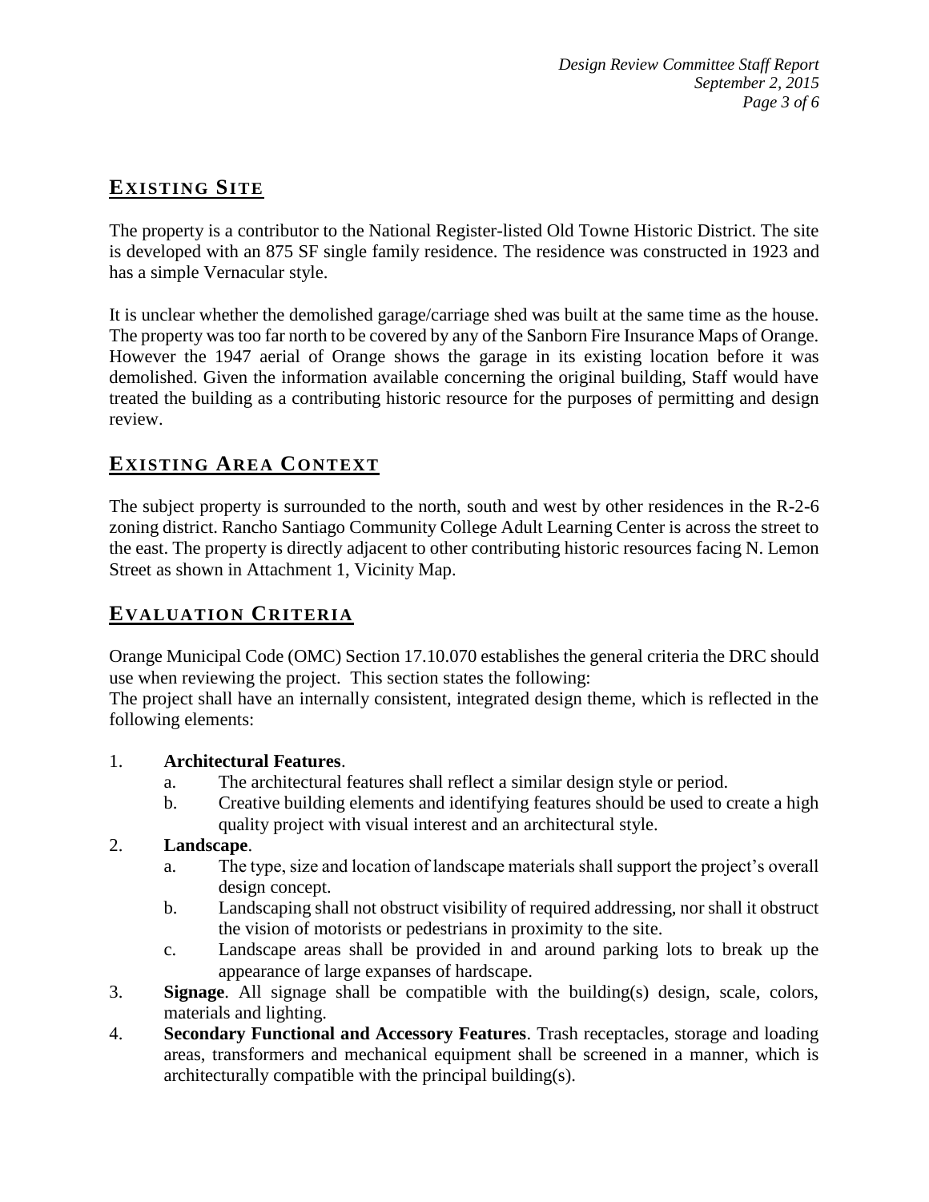## EXISTING SITE

The property is a contributor to the National Register-listed Old Towne Historic District. The site is developed with an 875 SF single family residence. The residence was constructed in 1923 and has a simple Vernacular style.

It is unclear whether the demolished garage/carriage shed was built at the same time as the house. The property was too far north to be covered by any of the Sanborn Fire Insurance Maps of Orange. However the 1947 aerial of Orange shows the garage in its existing location before it was demolished. Given the information available concerning the original building, Staff would have treated the building as a contributing historic resource for the purposes of permitting and design review.

## EXISTING AREA CONTEXT

The subject property is surrounded to the north, south and west by other residences in the R-2-6 zoning district. Rancho Santiago Community College Adult Learning Center is across the street to the east. The property is directly adjacent to other contributing historic resources facing N. Lemon Street as shown in Attachment 1, Vicinity Map.

## EVALUATION CRITERIA

Orange Municipal Code (OMC) Section 17.10.070 establishes the general criteria the DRC should use when reviewing the project. This section states the following:
The project shall have an internally consistent, integrated design theme, which is reflected in the following elements:

1. **Architectural Features**.
   a. The architectural features shall reflect a similar design style or period.
   b. Creative building elements and identifying features should be used to create a high quality project with visual interest and an architectural style.
2. **Landscape**.
   a. The type, size and location of landscape materials shall support the project's overall design concept.
   b. Landscaping shall not obstruct visibility of required addressing, nor shall it obstruct the vision of motorists or pedestrians in proximity to the site.
   c. Landscape areas shall be provided in and around parking lots to break up the appearance of large expanses of hardscape.
3. **Signage**. All signage shall be compatible with the building(s) design, scale, colors, materials and lighting.
4. **Secondary Functional and Accessory Features**. Trash receptacles, storage and loading areas, transformers and mechanical equipment shall be screened in a manner, which is architecturally compatible with the principal building(s).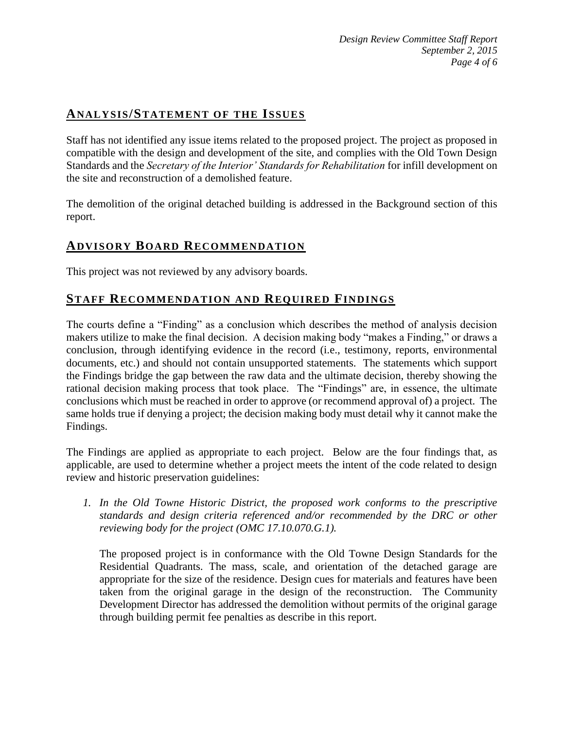## ANALYSIS/STATEMENT OF THE ISSUES

Staff has not identified any issue items related to the proposed project. The project as proposed in compatible with the design and development of the site, and complies with the Old Town Design Standards and the *Secretary of the Interior' Standards for Rehabilitation* for infill development on the site and reconstruction of a demolished feature.

The demolition of the original detached building is addressed in the Background section of this report.

## ADVISORY BOARD RECOMMENDATION

This project was not reviewed by any advisory boards.

## STAFF RECOMMENDATION AND REQUIRED FINDINGS

The courts define a "Finding" as a conclusion which describes the method of analysis decision makers utilize to make the final decision. A decision making body "makes a Finding," or draws a conclusion, through identifying evidence in the record (i.e., testimony, reports, environmental documents, etc.) and should not contain unsupported statements. The statements which support the Findings bridge the gap between the raw data and the ultimate decision, thereby showing the rational decision making process that took place. The "Findings" are, in essence, the ultimate conclusions which must be reached in order to approve (or recommend approval of) a project. The same holds true if denying a project; the decision making body must detail why it cannot make the Findings.

The Findings are applied as appropriate to each project. Below are the four findings that, as applicable, are used to determine whether a project meets the intent of the code related to design review and historic preservation guidelines:

1. *In the Old Towne Historic District, the proposed work conforms to the prescriptive standards and design criteria referenced and/or recommended by the DRC or other reviewing body for the project (OMC 17.10.070.G.1).*

   The proposed project is in conformance with the Old Towne Design Standards for the Residential Quadrants. The mass, scale, and orientation of the detached garage are appropriate for the size of the residence. Design cues for materials and features have been taken from the original garage in the design of the reconstruction. The Community Development Director has addressed the demolition without permits of the original garage through building permit fee penalties as describe in this report.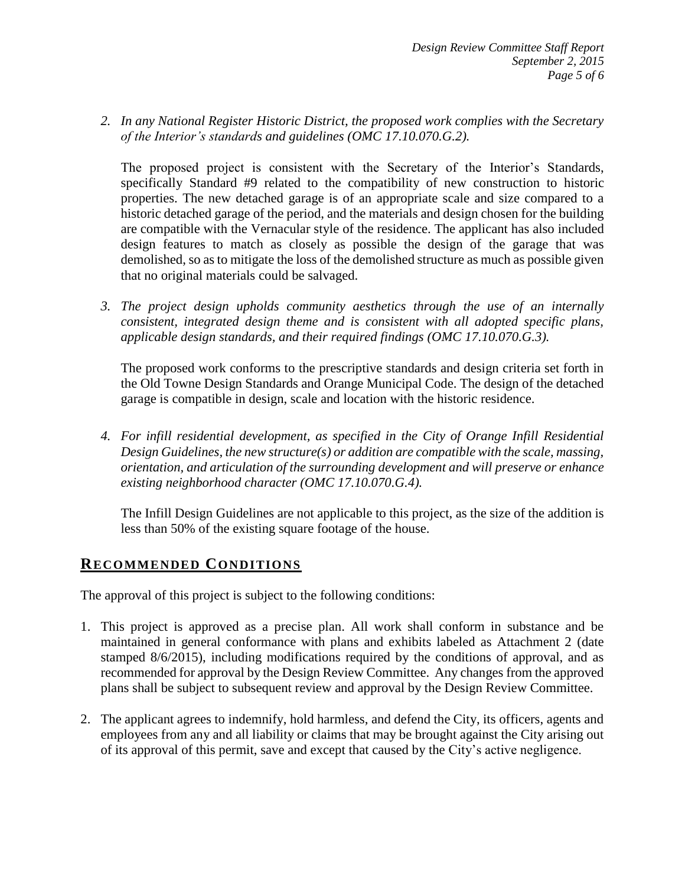2. *In any National Register Historic District, the proposed work complies with the Secretary of the Interior's standards and guidelines (OMC 17.10.070.G.2).*

   The proposed project is consistent with the Secretary of the Interior's Standards, specifically Standard #9 related to the compatibility of new construction to historic properties. The new detached garage is of an appropriate scale and size compared to a historic detached garage of the period, and the materials and design chosen for the building are compatible with the Vernacular style of the residence. The applicant has also included design features to match as closely as possible the design of the garage that was demolished, so as to mitigate the loss of the demolished structure as much as possible given that no original materials could be salvaged.

3. *The project design upholds community aesthetics through the use of an internally consistent, integrated design theme and is consistent with all adopted specific plans, applicable design standards, and their required findings (OMC 17.10.070.G.3).*

   The proposed work conforms to the prescriptive standards and design criteria set forth in the Old Towne Design Standards and Orange Municipal Code. The design of the detached garage is compatible in design, scale and location with the historic residence.

4. *For infill residential development, as specified in the City of Orange Infill Residential Design Guidelines, the new structure(s) or addition are compatible with the scale, massing, orientation, and articulation of the surrounding development and will preserve or enhance existing neighborhood character (OMC 17.10.070.G.4).*

   The Infill Design Guidelines are not applicable to this project, as the size of the addition is less than 50% of the existing square footage of the house.

## RECOMMENDED CONDITIONS

The approval of this project is subject to the following conditions:

1. This project is approved as a precise plan. All work shall conform in substance and be maintained in general conformance with plans and exhibits labeled as Attachment 2 (date stamped 8/6/2015), including modifications required by the conditions of approval, and as recommended for approval by the Design Review Committee. Any changes from the approved plans shall be subject to subsequent review and approval by the Design Review Committee.

2. The applicant agrees to indemnify, hold harmless, and defend the City, its officers, agents and employees from any and all liability or claims that may be brought against the City arising out of its approval of this permit, save and except that caused by the City's active negligence.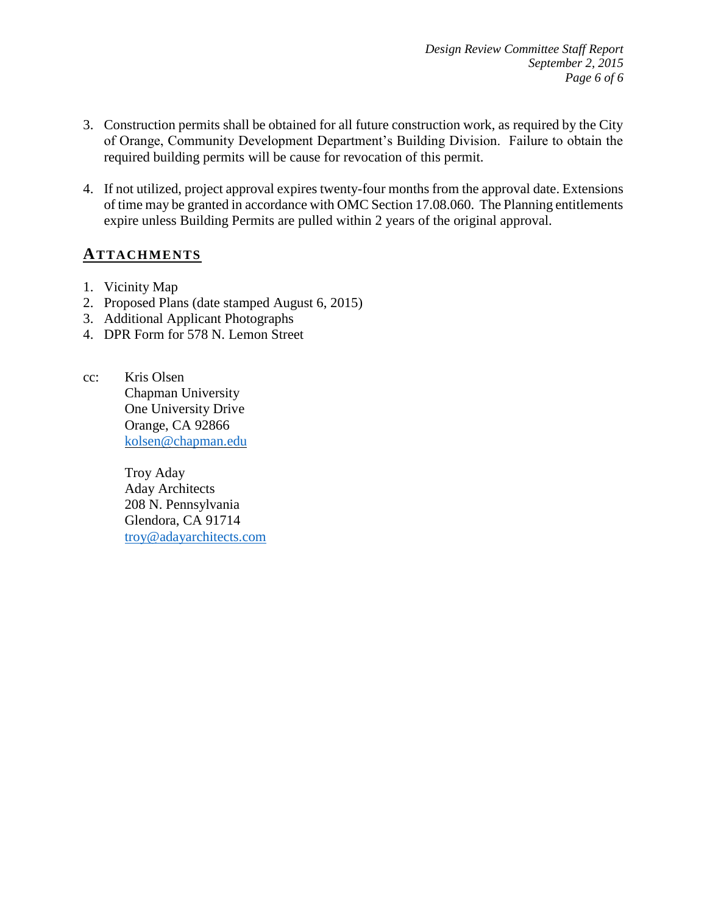3. Construction permits shall be obtained for all future construction work, as required by the City of Orange, Community Development Department's Building Division. Failure to obtain the required building permits will be cause for revocation of this permit.

4. If not utilized, project approval expires twenty-four months from the approval date. Extensions of time may be granted in accordance with OMC Section 17.08.060. The Planning entitlements expire unless Building Permits are pulled within 2 years of the original approval.

## ATTACHMENTS

1. Vicinity Map
2. Proposed Plans (date stamped August 6, 2015)
3. Additional Applicant Photographs
4. DPR Form for 578 N. Lemon Street

cc: Kris Olsen
Chapman University
One University Drive
Orange, CA 92866
kolsen@chapman.edu

Troy Aday
Aday Architects
208 N. Pennsylvania
Glendora, CA 91714
troy@adayarchitects.com